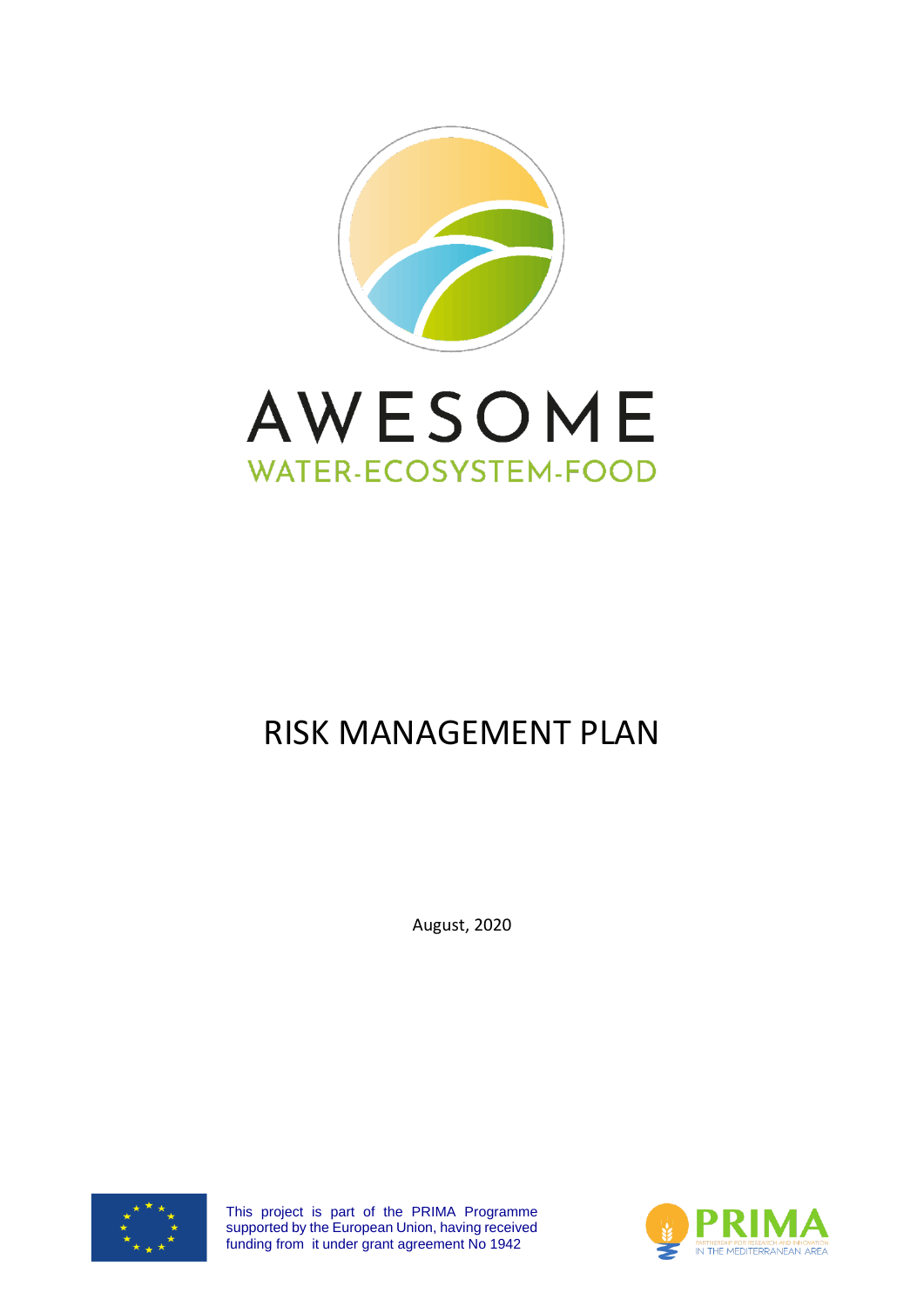# AWESOME

WATER-ECOSYSTEM-FOOD

# RISK MANAGEMENT PLAN

August, 2020

This project is part of the PRIMA Programme supported by the European Union, having received funding from it under grant agreement No 1942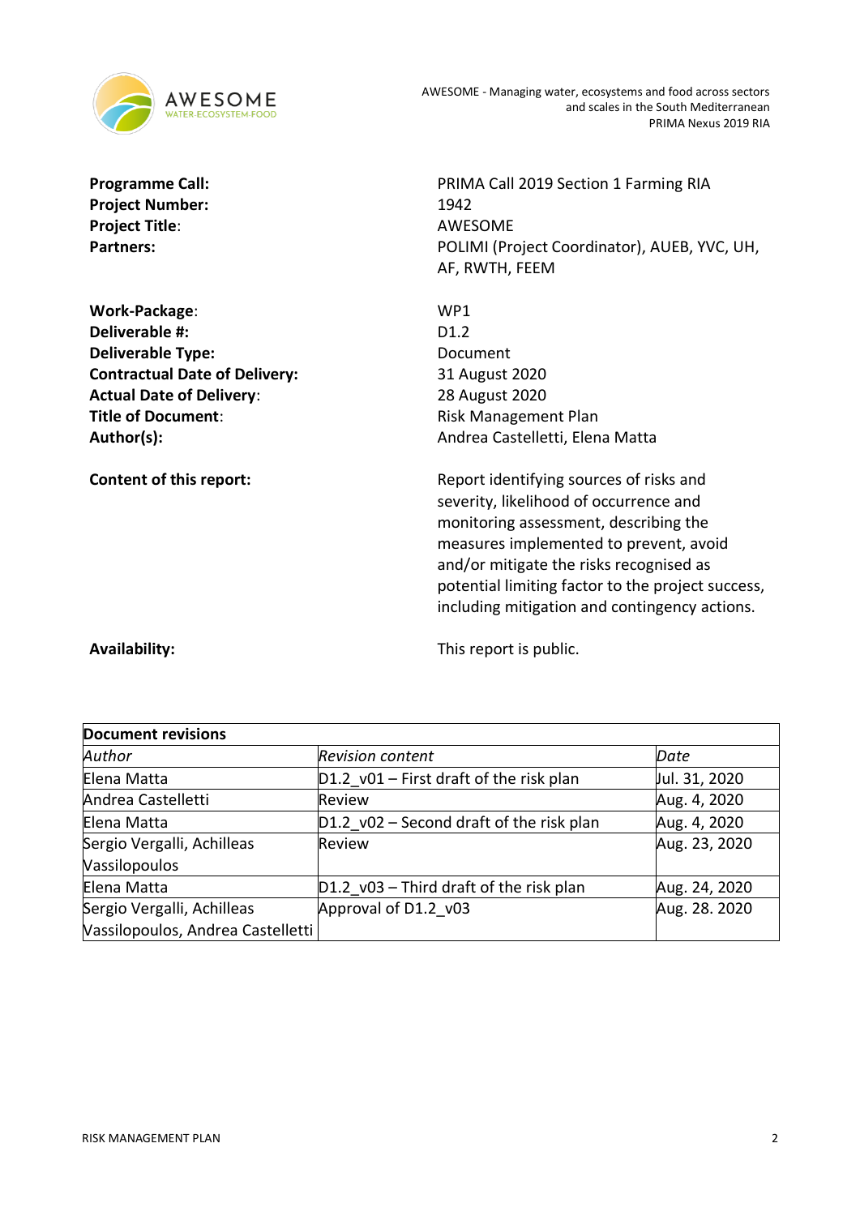AWESOME - Managing water, ecosystems and food across sectors and scales in the South Mediterranean
PRIMA Nexus 2019 RIA

| | |
|---|---|
| **Programme Call:** | PRIMA Call 2019 Section 1 Farming RIA |
| **Project Number:** | 1942 |
| **Project Title**: | AWESOME |
| **Partners:** | POLIMI (Project Coordinator), AUEB, YVC, UH, AF, RWTH, FEEM |
| **Work-Package**: | WP1 |
| **Deliverable #:** | D1.2 |
| **Deliverable Type:** | Document |
| **Contractual Date of Delivery:** | 31 August 2020 |
| **Actual Date of Delivery**: | 28 August 2020 |
| **Title of Document**: | Risk Management Plan |
| **Author(s):** | Andrea Castelletti, Elena Matta |
| **Content of this report:** | Report identifying sources of risks and severity, likelihood of occurrence and monitoring assessment, describing the measures implemented to prevent, avoid and/or mitigate the risks recognised as potential limiting factor to the project success, including mitigation and contingency actions. |
| **Availability:** | This report is public. |

| **Document revisions** | | |
|---|---|---|
| *Author* | *Revision content* | *Date* |
| Elena Matta | D1.2_v01 – First draft of the risk plan | Jul. 31, 2020 |
| Andrea Castelletti | Review | Aug. 4, 2020 |
| Elena Matta | D1.2_v02 – Second draft of the risk plan | Aug. 4, 2020 |
| Sergio Vergalli, Achilleas Vassilopoulos | Review | Aug. 23, 2020 |
| Elena Matta | D1.2_v03 – Third draft of the risk plan | Aug. 24, 2020 |
| Sergio Vergalli, Achilleas Vassilopoulos, Andrea Castelletti | Approval of D1.2_v03 | Aug. 28. 2020 |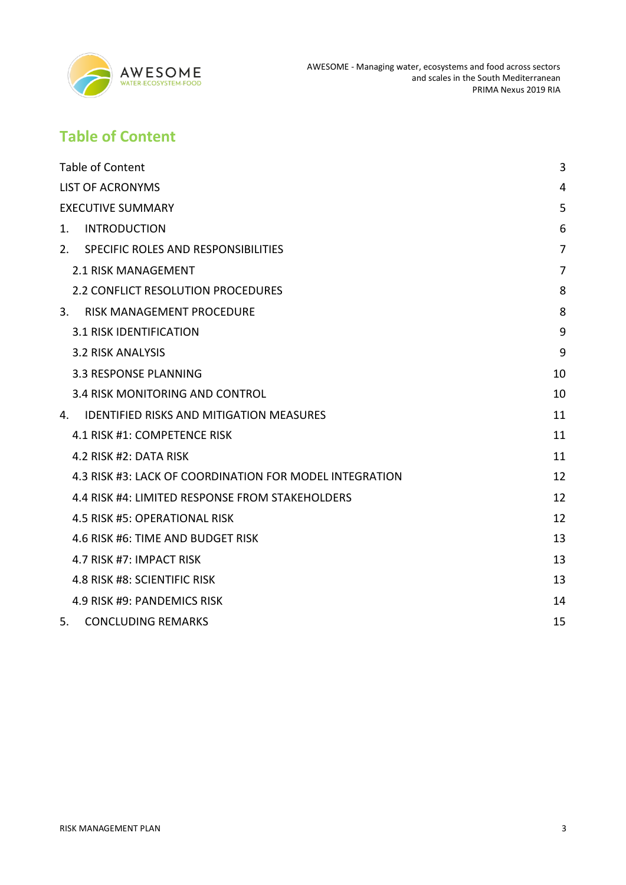# Table of Content

| | |
|---|---|
| Table of Content | 3 |
| LIST OF ACRONYMS | 4 |
| EXECUTIVE SUMMARY | 5 |
| 1. INTRODUCTION | 6 |
| 2. SPECIFIC ROLES AND RESPONSIBILITIES | 7 |
| 2.1 RISK MANAGEMENT | 7 |
| 2.2 CONFLICT RESOLUTION PROCEDURES | 8 |
| 3. RISK MANAGEMENT PROCEDURE | 8 |
| 3.1 RISK IDENTIFICATION | 9 |
| 3.2 RISK ANALYSIS | 9 |
| 3.3 RESPONSE PLANNING | 10 |
| 3.4 RISK MONITORING AND CONTROL | 10 |
| 4. IDENTIFIED RISKS AND MITIGATION MEASURES | 11 |
| 4.1 RISK #1: COMPETENCE RISK | 11 |
| 4.2 RISK #2: DATA RISK | 11 |
| 4.3 RISK #3: LACK OF COORDINATION FOR MODEL INTEGRATION | 12 |
| 4.4 RISK #4: LIMITED RESPONSE FROM STAKEHOLDERS | 12 |
| 4.5 RISK #5: OPERATIONAL RISK | 12 |
| 4.6 RISK #6: TIME AND BUDGET RISK | 13 |
| 4.7 RISK #7: IMPACT RISK | 13 |
| 4.8 RISK #8: SCIENTIFIC RISK | 13 |
| 4.9 RISK #9: PANDEMICS RISK | 14 |
| 5. CONCLUDING REMARKS | 15 |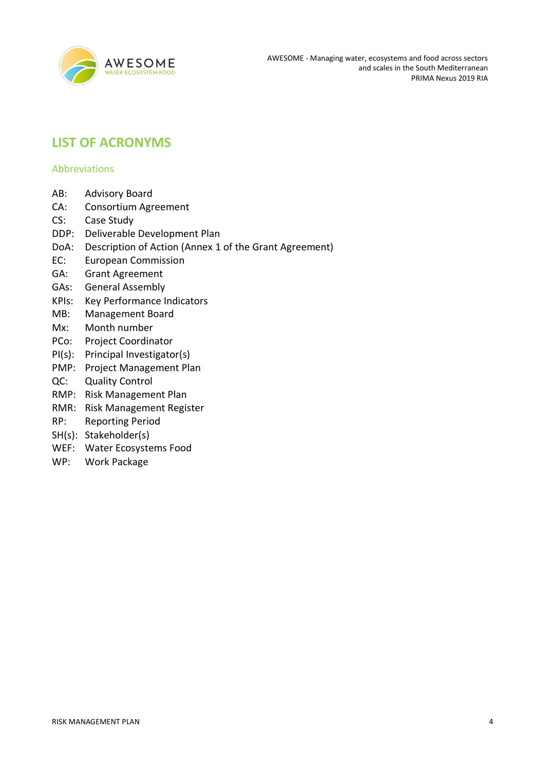# LIST OF ACRONYMS

## Abbreviations

AB: Advisory Board
CA: Consortium Agreement
CS: Case Study
DDP: Deliverable Development Plan
DoA: Description of Action (Annex 1 of the Grant Agreement)
EC: European Commission
GA: Grant Agreement
GAs: General Assembly
KPIs: Key Performance Indicators
MB: Management Board
Mx: Month number
PCo: Project Coordinator
PI(s): Principal Investigator(s)
PMP: Project Management Plan
QC: Quality Control
RMP: Risk Management Plan
RMR: Risk Management Register
RP: Reporting Period
SH(s): Stakeholder(s)
WEF: Water Ecosystems Food
WP: Work Package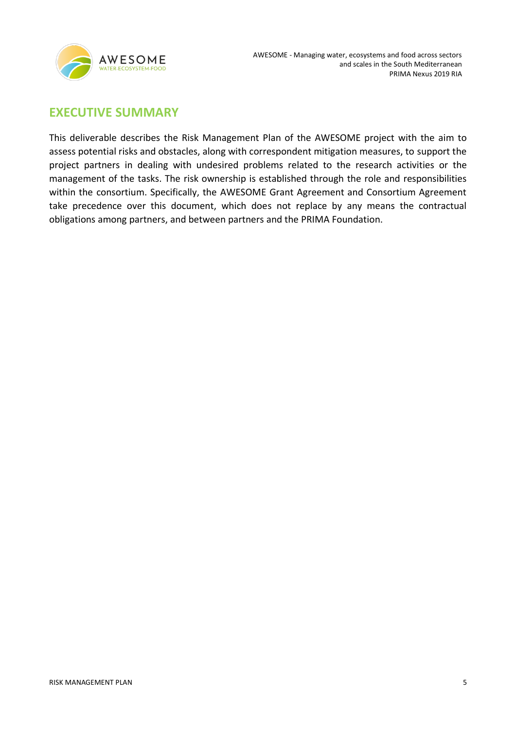# EXECUTIVE SUMMARY

This deliverable describes the Risk Management Plan of the AWESOME project with the aim to assess potential risks and obstacles, along with correspondent mitigation measures, to support the project partners in dealing with undesired problems related to the research activities or the management of the tasks. The risk ownership is established through the role and responsibilities within the consortium. Specifically, the AWESOME Grant Agreement and Consortium Agreement take precedence over this document, which does not replace by any means the contractual obligations among partners, and between partners and the PRIMA Foundation.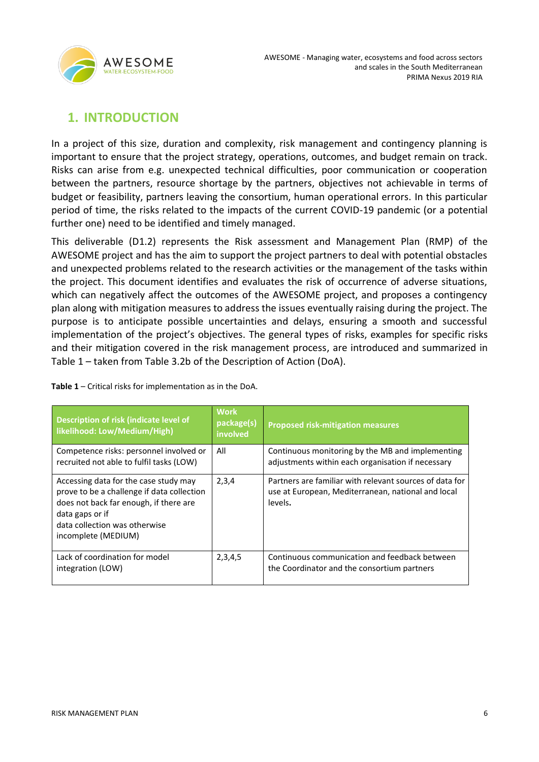# 1. INTRODUCTION

In a project of this size, duration and complexity, risk management and contingency planning is important to ensure that the project strategy, operations, outcomes, and budget remain on track. Risks can arise from e.g. unexpected technical difficulties, poor communication or cooperation between the partners, resource shortage by the partners, objectives not achievable in terms of budget or feasibility, partners leaving the consortium, human operational errors. In this particular period of time, the risks related to the impacts of the current COVID-19 pandemic (or a potential further one) need to be identified and timely managed.

This deliverable (D1.2) represents the Risk assessment and Management Plan (RMP) of the AWESOME project and has the aim to support the project partners to deal with potential obstacles and unexpected problems related to the research activities or the management of the tasks within the project. This document identifies and evaluates the risk of occurrence of adverse situations, which can negatively affect the outcomes of the AWESOME project, and proposes a contingency plan along with mitigation measures to address the issues eventually raising during the project. The purpose is to anticipate possible uncertainties and delays, ensuring a smooth and successful implementation of the project's objectives. The general types of risks, examples for specific risks and their mitigation covered in the risk management process, are introduced and summarized in Table 1 – taken from Table 3.2b of the Description of Action (DoA).

**Table 1** – Critical risks for implementation as in the DoA.

| Description of risk (indicate level of likelihood: Low/Medium/High) | Work package(s) involved | Proposed risk-mitigation measures |
|---|---|---|
| Competence risks: personnel involved or recruited not able to fulfil tasks (LOW) | All | Continuous monitoring by the MB and implementing adjustments within each organisation if necessary |
| Accessing data for the case study may prove to be a challenge if data collection does not back far enough, if there are data gaps or if data collection was otherwise incomplete (MEDIUM) | 2,3,4 | Partners are familiar with relevant sources of data for use at European, Mediterranean, national and local levels. |
| Lack of coordination for model integration (LOW) | 2,3,4,5 | Continuous communication and feedback between the Coordinator and the consortium partners |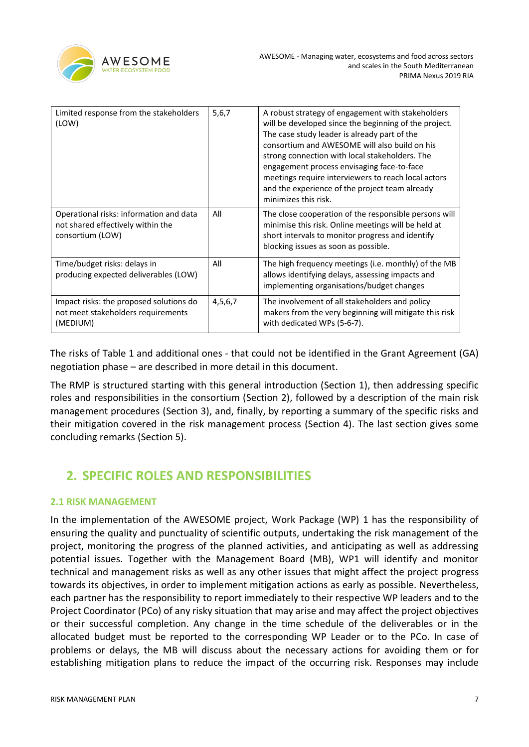| Limited response from the stakeholders (LOW) | 5,6,7 | A robust strategy of engagement with stakeholders will be developed since the beginning of the project. The case study leader is already part of the consortium and AWESOME will also build on his strong connection with local stakeholders. The engagement process envisaging face-to-face meetings require interviewers to reach local actors and the experience of the project team already minimizes this risk. |
| --- | --- | --- |
| Operational risks: information and data not shared effectively within the consortium (LOW) | All | The close cooperation of the responsible persons will minimise this risk. Online meetings will be held at short intervals to monitor progress and identify blocking issues as soon as possible. |
| Time/budget risks: delays in producing expected deliverables (LOW) | All | The high frequency meetings (i.e. monthly) of the MB allows identifying delays, assessing impacts and implementing organisations/budget changes |
| Impact risks: the proposed solutions do not meet stakeholders requirements (MEDIUM) | 4,5,6,7 | The involvement of all stakeholders and policy makers from the very beginning will mitigate this risk with dedicated WPs (5-6-7). |

The risks of Table 1 and additional ones - that could not be identified in the Grant Agreement (GA) negotiation phase – are described in more detail in this document.

The RMP is structured starting with this general introduction (Section 1), then addressing specific roles and responsibilities in the consortium (Section 2), followed by a description of the main risk management procedures (Section 3), and, finally, by reporting a summary of the specific risks and their mitigation covered in the risk management process (Section 4). The last section gives some concluding remarks (Section 5).

## 2. SPECIFIC ROLES AND RESPONSIBILITIES

### 2.1 RISK MANAGEMENT

In the implementation of the AWESOME project, Work Package (WP) 1 has the responsibility of ensuring the quality and punctuality of scientific outputs, undertaking the risk management of the project, monitoring the progress of the planned activities, and anticipating as well as addressing potential issues. Together with the Management Board (MB), WP1 will identify and monitor technical and management risks as well as any other issues that might affect the project progress towards its objectives, in order to implement mitigation actions as early as possible. Nevertheless, each partner has the responsibility to report immediately to their respective WP leaders and to the Project Coordinator (PCo) of any risky situation that may arise and may affect the project objectives or their successful completion. Any change in the time schedule of the deliverables or in the allocated budget must be reported to the corresponding WP Leader or to the PCo. In case of problems or delays, the MB will discuss about the necessary actions for avoiding them or for establishing mitigation plans to reduce the impact of the occurring risk. Responses may include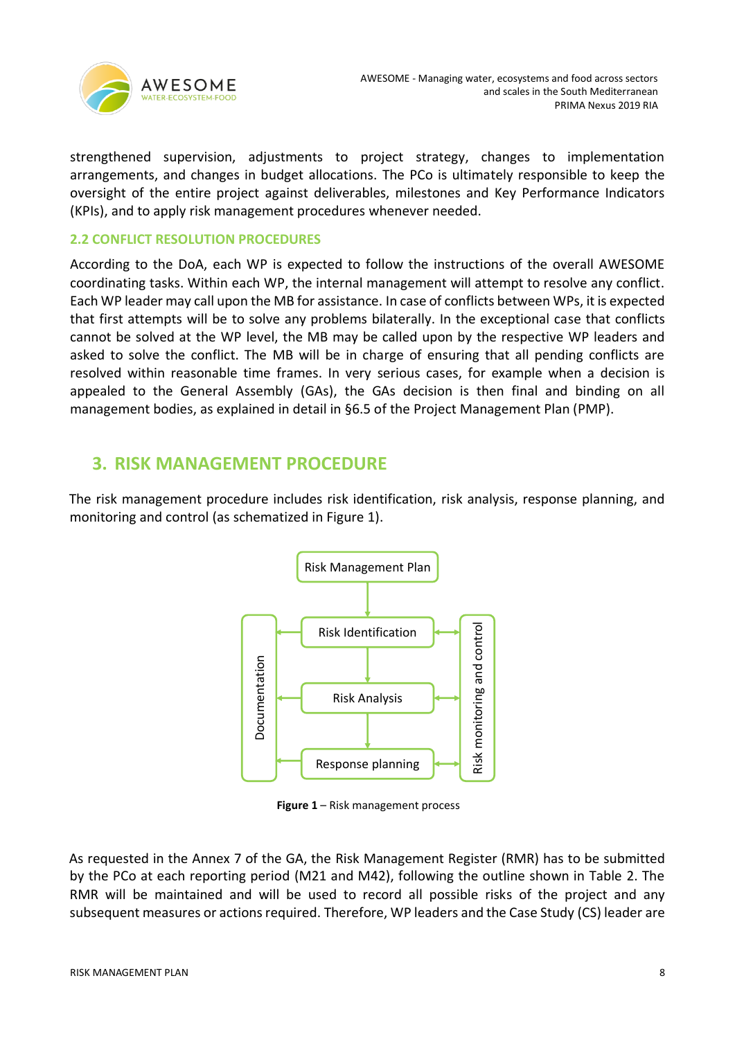strengthened supervision, adjustments to project strategy, changes to implementation arrangements, and changes in budget allocations. The PCo is ultimately responsible to keep the oversight of the entire project against deliverables, milestones and Key Performance Indicators (KPIs), and to apply risk management procedures whenever needed.

### 2.2 CONFLICT RESOLUTION PROCEDURES

According to the DoA, each WP is expected to follow the instructions of the overall AWESOME coordinating tasks. Within each WP, the internal management will attempt to resolve any conflict. Each WP leader may call upon the MB for assistance. In case of conflicts between WPs, it is expected that first attempts will be to solve any problems bilaterally. In the exceptional case that conflicts cannot be solved at the WP level, the MB may be called upon by the respective WP leaders and asked to solve the conflict. The MB will be in charge of ensuring that all pending conflicts are resolved within reasonable time frames. In very serious cases, for example when a decision is appealed to the General Assembly (GAs), the GAs decision is then final and binding on all management bodies, as explained in detail in §6.5 of the Project Management Plan (PMP).

## 3. RISK MANAGEMENT PROCEDURE

The risk management procedure includes risk identification, risk analysis, response planning, and monitoring and control (as schematized in Figure 1).

Risk Management Plan

Risk Identification

Risk Analysis

Response planning

Documentation

Risk monitoring and control

**Figure 1** – Risk management process

As requested in the Annex 7 of the GA, the Risk Management Register (RMR) has to be submitted by the PCo at each reporting period (M21 and M42), following the outline shown in Table 2. The RMR will be maintained and will be used to record all possible risks of the project and any subsequent measures or actions required. Therefore, WP leaders and the Case Study (CS) leader are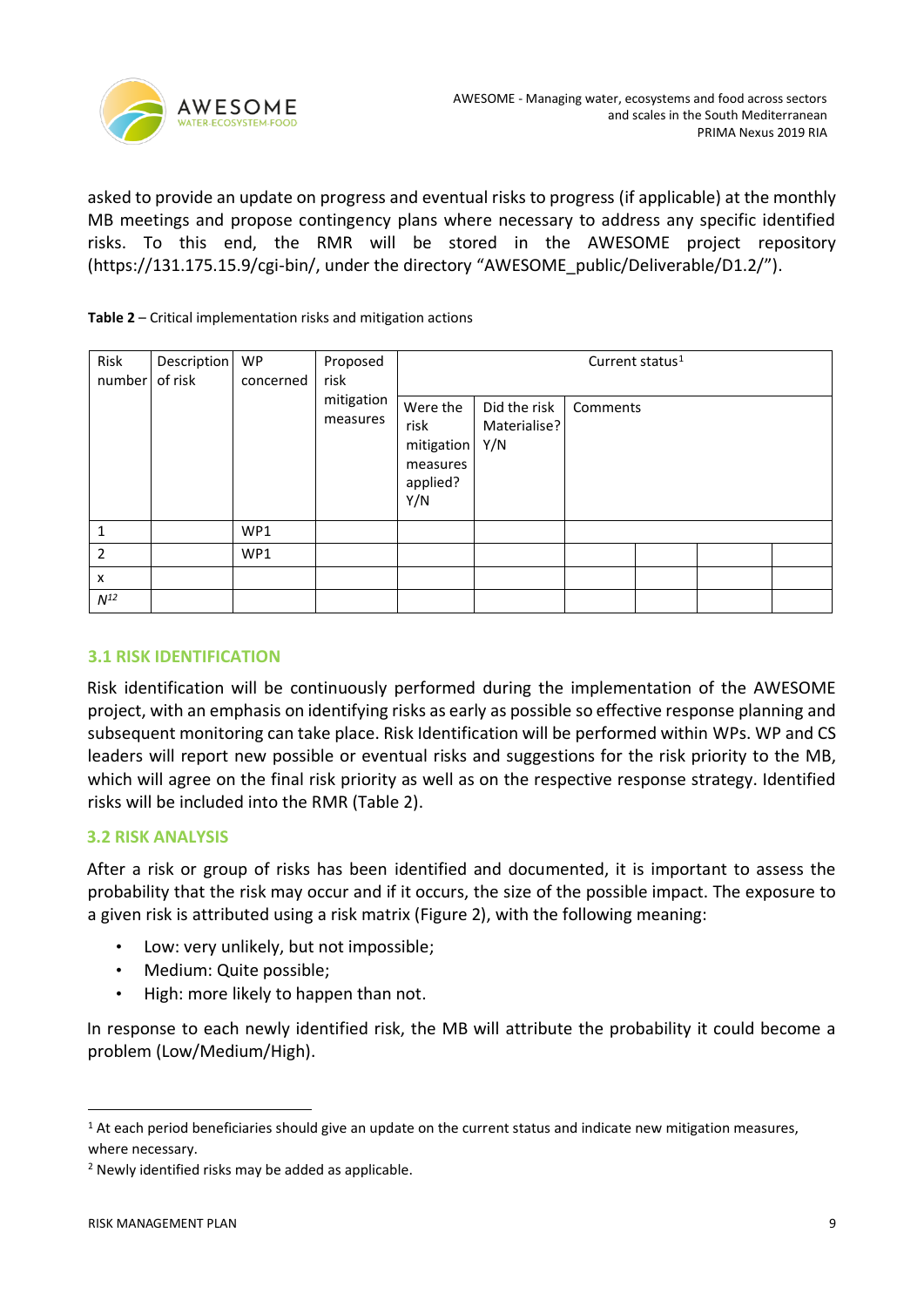asked to provide an update on progress and eventual risks to progress (if applicable) at the monthly MB meetings and propose contingency plans where necessary to address any specific identified risks. To this end, the RMR will be stored in the AWESOME project repository (https://131.175.15.9/cgi-bin/, under the directory "AWESOME_public/Deliverable/D1.2/").

**Table 2** – Critical implementation risks and mitigation actions

| Risk number | Description of risk | WP concerned | Proposed risk mitigation measures | Current status[1] | | |
|---|---|---|---|---|---|---|
| | | | | Were the risk mitigation measures applied? Y/N | Did the risk Materialise? Y/N | Comments |
| 1 | | WP1 | | | | |
| 2 | | WP1 | | | | |
| x | | | | | | |
| *N*[2] | | | | | | |

### 3.1 RISK IDENTIFICATION

Risk identification will be continuously performed during the implementation of the AWESOME project, with an emphasis on identifying risks as early as possible so effective response planning and subsequent monitoring can take place. Risk Identification will be performed within WPs. WP and CS leaders will report new possible or eventual risks and suggestions for the risk priority to the MB, which will agree on the final risk priority as well as on the respective response strategy. Identified risks will be included into the RMR (Table 2).

### 3.2 RISK ANALYSIS

After a risk or group of risks has been identified and documented, it is important to assess the probability that the risk may occur and if it occurs, the size of the possible impact. The exposure to a given risk is attributed using a risk matrix (Figure 2), with the following meaning:

- Low: very unlikely, but not impossible;
- Medium: Quite possible;
- High: more likely to happen than not.

In response to each newly identified risk, the MB will attribute the probability it could become a problem (Low/Medium/High).

---

[1] At each period beneficiaries should give an update on the current status and indicate new mitigation measures, where necessary.

[2] Newly identified risks may be added as applicable.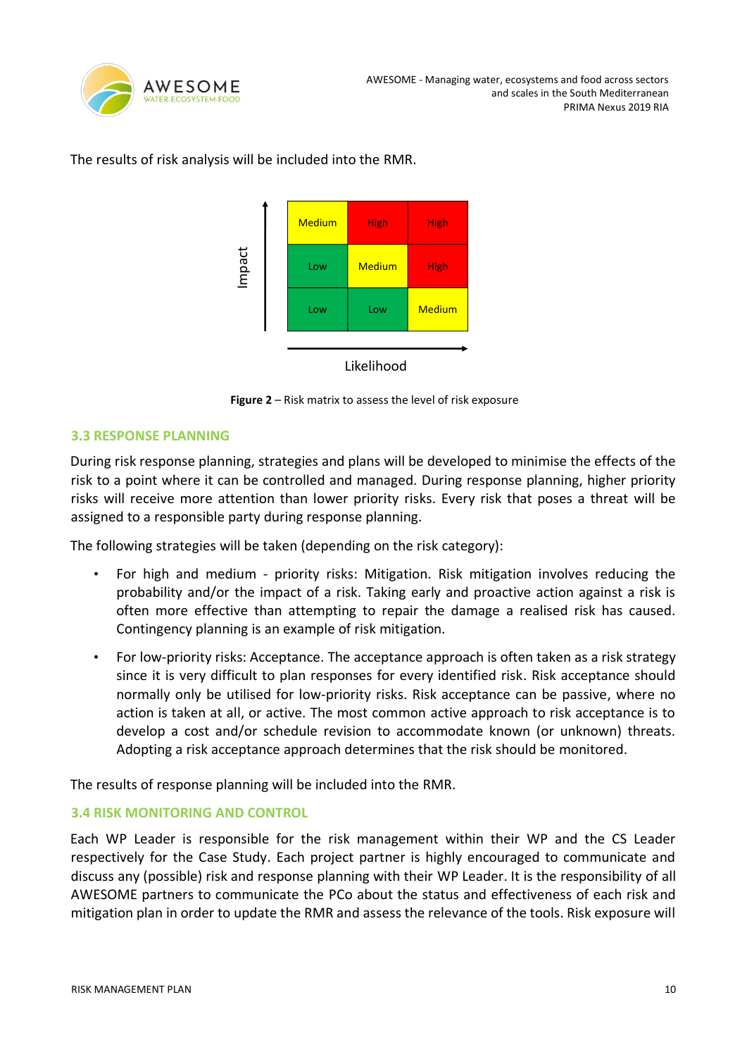The results of risk analysis will be included into the RMR.

| Impact ↑ | | | |
|---|---|---|---|
| | Medium | High | High |
| | Low | Medium | High |
| | Low | Low | Medium |
| | Likelihood → | | |

**Figure 2** – Risk matrix to assess the level of risk exposure

### 3.3 RESPONSE PLANNING

During risk response planning, strategies and plans will be developed to minimise the effects of the risk to a point where it can be controlled and managed. During response planning, higher priority risks will receive more attention than lower priority risks. Every risk that poses a threat will be assigned to a responsible party during response planning.

The following strategies will be taken (depending on the risk category):

- For high and medium - priority risks: Mitigation. Risk mitigation involves reducing the probability and/or the impact of a risk. Taking early and proactive action against a risk is often more effective than attempting to repair the damage a realised risk has caused. Contingency planning is an example of risk mitigation.
- For low-priority risks: Acceptance. The acceptance approach is often taken as a risk strategy since it is very difficult to plan responses for every identified risk. Risk acceptance should normally only be utilised for low-priority risks. Risk acceptance can be passive, where no action is taken at all, or active. The most common active approach to risk acceptance is to develop a cost and/or schedule revision to accommodate known (or unknown) threats. Adopting a risk acceptance approach determines that the risk should be monitored.

The results of response planning will be included into the RMR.

### 3.4 RISK MONITORING AND CONTROL

Each WP Leader is responsible for the risk management within their WP and the CS Leader respectively for the Case Study. Each project partner is highly encouraged to communicate and discuss any (possible) risk and response planning with their WP Leader. It is the responsibility of all AWESOME partners to communicate the PCo about the status and effectiveness of each risk and mitigation plan in order to update the RMR and assess the relevance of the tools. Risk exposure will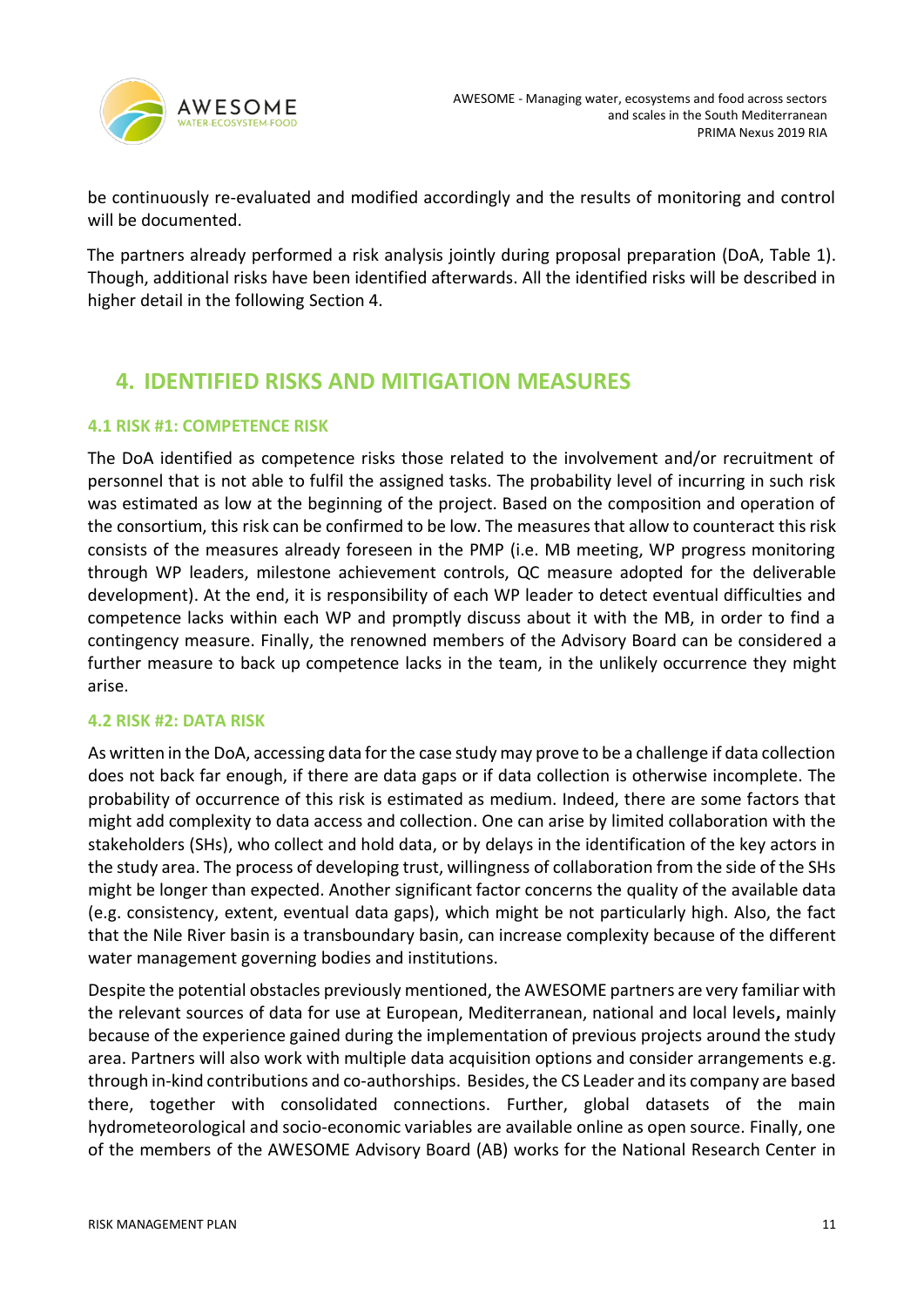be continuously re-evaluated and modified accordingly and the results of monitoring and control will be documented.

The partners already performed a risk analysis jointly during proposal preparation (DoA, Table 1). Though, additional risks have been identified afterwards. All the identified risks will be described in higher detail in the following Section 4.

# 4. IDENTIFIED RISKS AND MITIGATION MEASURES

## 4.1 RISK #1: COMPETENCE RISK

The DoA identified as competence risks those related to the involvement and/or recruitment of personnel that is not able to fulfil the assigned tasks. The probability level of incurring in such risk was estimated as low at the beginning of the project. Based on the composition and operation of the consortium, this risk can be confirmed to be low. The measures that allow to counteract this risk consists of the measures already foreseen in the PMP (i.e. MB meeting, WP progress monitoring through WP leaders, milestone achievement controls, QC measure adopted for the deliverable development). At the end, it is responsibility of each WP leader to detect eventual difficulties and competence lacks within each WP and promptly discuss about it with the MB, in order to find a contingency measure. Finally, the renowned members of the Advisory Board can be considered a further measure to back up competence lacks in the team, in the unlikely occurrence they might arise.

## 4.2 RISK #2: DATA RISK

As written in the DoA, accessing data for the case study may prove to be a challenge if data collection does not back far enough, if there are data gaps or if data collection is otherwise incomplete. The probability of occurrence of this risk is estimated as medium. Indeed, there are some factors that might add complexity to data access and collection. One can arise by limited collaboration with the stakeholders (SHs), who collect and hold data, or by delays in the identification of the key actors in the study area. The process of developing trust, willingness of collaboration from the side of the SHs might be longer than expected. Another significant factor concerns the quality of the available data (e.g. consistency, extent, eventual data gaps), which might be not particularly high. Also, the fact that the Nile River basin is a transboundary basin, can increase complexity because of the different water management governing bodies and institutions.

Despite the potential obstacles previously mentioned, the AWESOME partners are very familiar with the relevant sources of data for use at European, Mediterranean, national and local levels**,** mainly because of the experience gained during the implementation of previous projects around the study area. Partners will also work with multiple data acquisition options and consider arrangements e.g. through in-kind contributions and co-authorships. Besides, the CS Leader and its company are based there, together with consolidated connections. Further, global datasets of the main hydrometeorological and socio-economic variables are available online as open source. Finally, one of the members of the AWESOME Advisory Board (AB) works for the National Research Center in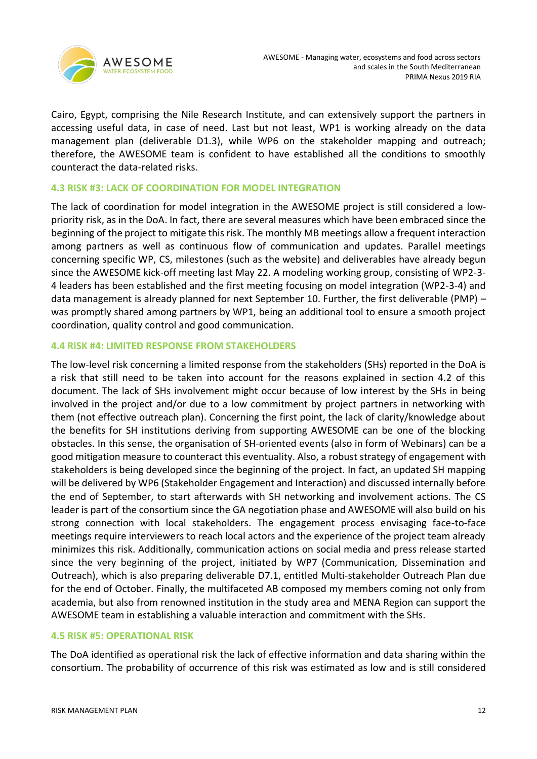Cairo, Egypt, comprising the Nile Research Institute, and can extensively support the partners in accessing useful data, in case of need. Last but not least, WP1 is working already on the data management plan (deliverable D1.3), while WP6 on the stakeholder mapping and outreach; therefore, the AWESOME team is confident to have established all the conditions to smoothly counteract the data-related risks.

### 4.3 RISK #3: LACK OF COORDINATION FOR MODEL INTEGRATION

The lack of coordination for model integration in the AWESOME project is still considered a low-priority risk, as in the DoA. In fact, there are several measures which have been embraced since the beginning of the project to mitigate this risk. The monthly MB meetings allow a frequent interaction among partners as well as continuous flow of communication and updates. Parallel meetings concerning specific WP, CS, milestones (such as the website) and deliverables have already begun since the AWESOME kick-off meeting last May 22. A modeling working group, consisting of WP2-3-4 leaders has been established and the first meeting focusing on model integration (WP2-3-4) and data management is already planned for next September 10. Further, the first deliverable (PMP) – was promptly shared among partners by WP1, being an additional tool to ensure a smooth project coordination, quality control and good communication.

### 4.4 RISK #4: LIMITED RESPONSE FROM STAKEHOLDERS

The low-level risk concerning a limited response from the stakeholders (SHs) reported in the DoA is a risk that still need to be taken into account for the reasons explained in section 4.2 of this document. The lack of SHs involvement might occur because of low interest by the SHs in being involved in the project and/or due to a low commitment by project partners in networking with them (not effective outreach plan). Concerning the first point, the lack of clarity/knowledge about the benefits for SH institutions deriving from supporting AWESOME can be one of the blocking obstacles. In this sense, the organisation of SH-oriented events (also in form of Webinars) can be a good mitigation measure to counteract this eventuality. Also, a robust strategy of engagement with stakeholders is being developed since the beginning of the project. In fact, an updated SH mapping will be delivered by WP6 (Stakeholder Engagement and Interaction) and discussed internally before the end of September, to start afterwards with SH networking and involvement actions. The CS leader is part of the consortium since the GA negotiation phase and AWESOME will also build on his strong connection with local stakeholders. The engagement process envisaging face-to-face meetings require interviewers to reach local actors and the experience of the project team already minimizes this risk. Additionally, communication actions on social media and press release started since the very beginning of the project, initiated by WP7 (Communication, Dissemination and Outreach), which is also preparing deliverable D7.1, entitled Multi-stakeholder Outreach Plan due for the end of October. Finally, the multifaceted AB composed my members coming not only from academia, but also from renowned institution in the study area and MENA Region can support the AWESOME team in establishing a valuable interaction and commitment with the SHs.

### 4.5 RISK #5: OPERATIONAL RISK

The DoA identified as operational risk the lack of effective information and data sharing within the consortium. The probability of occurrence of this risk was estimated as low and is still considered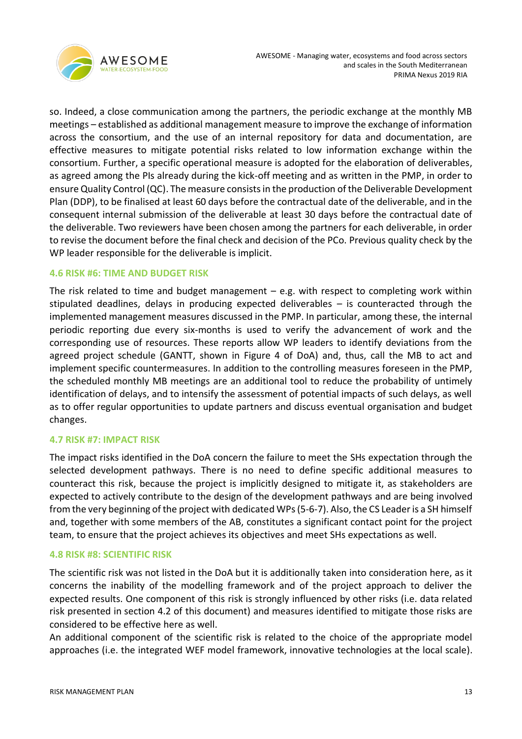so. Indeed, a close communication among the partners, the periodic exchange at the monthly MB meetings – established as additional management measure to improve the exchange of information across the consortium, and the use of an internal repository for data and documentation, are effective measures to mitigate potential risks related to low information exchange within the consortium. Further, a specific operational measure is adopted for the elaboration of deliverables, as agreed among the PIs already during the kick-off meeting and as written in the PMP, in order to ensure Quality Control (QC). The measure consists in the production of the Deliverable Development Plan (DDP), to be finalised at least 60 days before the contractual date of the deliverable, and in the consequent internal submission of the deliverable at least 30 days before the contractual date of the deliverable. Two reviewers have been chosen among the partners for each deliverable, in order to revise the document before the final check and decision of the PCo. Previous quality check by the WP leader responsible for the deliverable is implicit.

### 4.6 RISK #6: TIME AND BUDGET RISK

The risk related to time and budget management – e.g. with respect to completing work within stipulated deadlines, delays in producing expected deliverables – is counteracted through the implemented management measures discussed in the PMP. In particular, among these, the internal periodic reporting due every six-months is used to verify the advancement of work and the corresponding use of resources. These reports allow WP leaders to identify deviations from the agreed project schedule (GANTT, shown in Figure 4 of DoA) and, thus, call the MB to act and implement specific countermeasures. In addition to the controlling measures foreseen in the PMP, the scheduled monthly MB meetings are an additional tool to reduce the probability of untimely identification of delays, and to intensify the assessment of potential impacts of such delays, as well as to offer regular opportunities to update partners and discuss eventual organisation and budget changes.

### 4.7 RISK #7: IMPACT RISK

The impact risks identified in the DoA concern the failure to meet the SHs expectation through the selected development pathways. There is no need to define specific additional measures to counteract this risk, because the project is implicitly designed to mitigate it, as stakeholders are expected to actively contribute to the design of the development pathways and are being involved from the very beginning of the project with dedicated WPs (5-6-7). Also, the CS Leader is a SH himself and, together with some members of the AB, constitutes a significant contact point for the project team, to ensure that the project achieves its objectives and meet SHs expectations as well.

### 4.8 RISK #8: SCIENTIFIC RISK

The scientific risk was not listed in the DoA but it is additionally taken into consideration here, as it concerns the inability of the modelling framework and of the project approach to deliver the expected results. One component of this risk is strongly influenced by other risks (i.e. data related risk presented in section 4.2 of this document) and measures identified to mitigate those risks are considered to be effective here as well.

An additional component of the scientific risk is related to the choice of the appropriate model approaches (i.e. the integrated WEF model framework, innovative technologies at the local scale).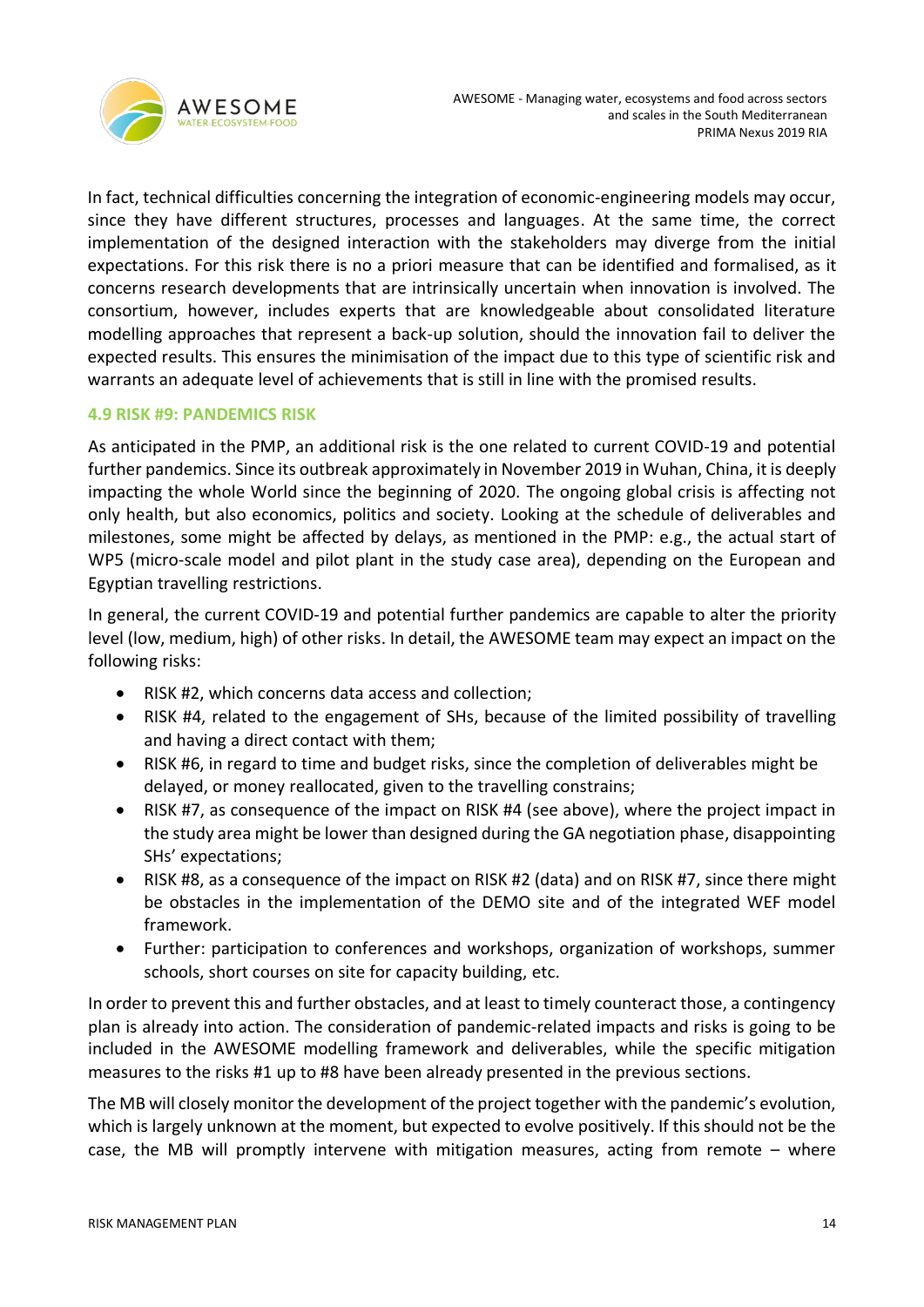In fact, technical difficulties concerning the integration of economic-engineering models may occur, since they have different structures, processes and languages. At the same time, the correct implementation of the designed interaction with the stakeholders may diverge from the initial expectations. For this risk there is no a priori measure that can be identified and formalised, as it concerns research developments that are intrinsically uncertain when innovation is involved. The consortium, however, includes experts that are knowledgeable about consolidated literature modelling approaches that represent a back-up solution, should the innovation fail to deliver the expected results. This ensures the minimisation of the impact due to this type of scientific risk and warrants an adequate level of achievements that is still in line with the promised results.

### 4.9 RISK #9: PANDEMICS RISK

As anticipated in the PMP, an additional risk is the one related to current COVID-19 and potential further pandemics. Since its outbreak approximately in November 2019 in Wuhan, China, it is deeply impacting the whole World since the beginning of 2020. The ongoing global crisis is affecting not only health, but also economics, politics and society. Looking at the schedule of deliverables and milestones, some might be affected by delays, as mentioned in the PMP: e.g., the actual start of WP5 (micro-scale model and pilot plant in the study case area), depending on the European and Egyptian travelling restrictions.

In general, the current COVID-19 and potential further pandemics are capable to alter the priority level (low, medium, high) of other risks. In detail, the AWESOME team may expect an impact on the following risks:

- RISK #2, which concerns data access and collection;
- RISK #4, related to the engagement of SHs, because of the limited possibility of travelling and having a direct contact with them;
- RISK #6, in regard to time and budget risks, since the completion of deliverables might be delayed, or money reallocated, given to the travelling constrains;
- RISK #7, as consequence of the impact on RISK #4 (see above), where the project impact in the study area might be lower than designed during the GA negotiation phase, disappointing SHs' expectations;
- RISK #8, as a consequence of the impact on RISK #2 (data) and on RISK #7, since there might be obstacles in the implementation of the DEMO site and of the integrated WEF model framework.
- Further: participation to conferences and workshops, organization of workshops, summer schools, short courses on site for capacity building, etc.

In order to prevent this and further obstacles, and at least to timely counteract those, a contingency plan is already into action. The consideration of pandemic-related impacts and risks is going to be included in the AWESOME modelling framework and deliverables, while the specific mitigation measures to the risks #1 up to #8 have been already presented in the previous sections.

The MB will closely monitor the development of the project together with the pandemic's evolution, which is largely unknown at the moment, but expected to evolve positively. If this should not be the case, the MB will promptly intervene with mitigation measures, acting from remote – where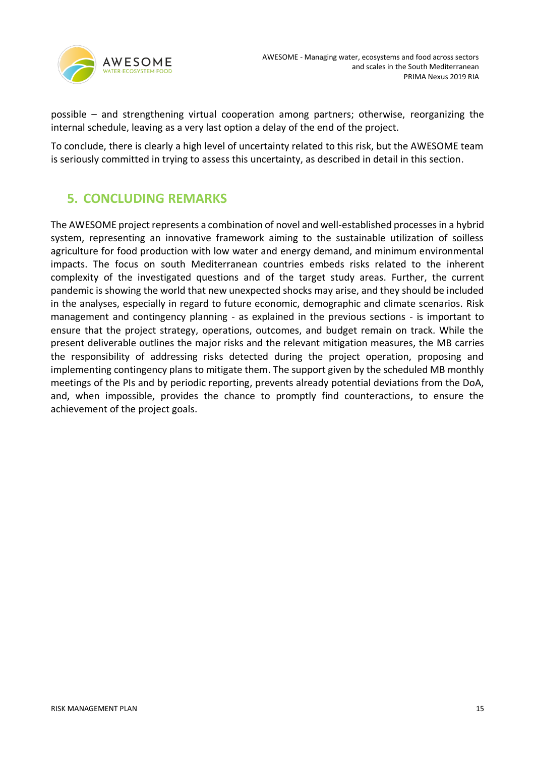possible – and strengthening virtual cooperation among partners; otherwise, reorganizing the internal schedule, leaving as a very last option a delay of the end of the project.

To conclude, there is clearly a high level of uncertainty related to this risk, but the AWESOME team is seriously committed in trying to assess this uncertainty, as described in detail in this section.

## 5. CONCLUDING REMARKS

The AWESOME project represents a combination of novel and well-established processes in a hybrid system, representing an innovative framework aiming to the sustainable utilization of soilless agriculture for food production with low water and energy demand, and minimum environmental impacts. The focus on south Mediterranean countries embeds risks related to the inherent complexity of the investigated questions and of the target study areas. Further, the current pandemic is showing the world that new unexpected shocks may arise, and they should be included in the analyses, especially in regard to future economic, demographic and climate scenarios. Risk management and contingency planning - as explained in the previous sections - is important to ensure that the project strategy, operations, outcomes, and budget remain on track. While the present deliverable outlines the major risks and the relevant mitigation measures, the MB carries the responsibility of addressing risks detected during the project operation, proposing and implementing contingency plans to mitigate them. The support given by the scheduled MB monthly meetings of the PIs and by periodic reporting, prevents already potential deviations from the DoA, and, when impossible, provides the chance to promptly find counteractions, to ensure the achievement of the project goals.